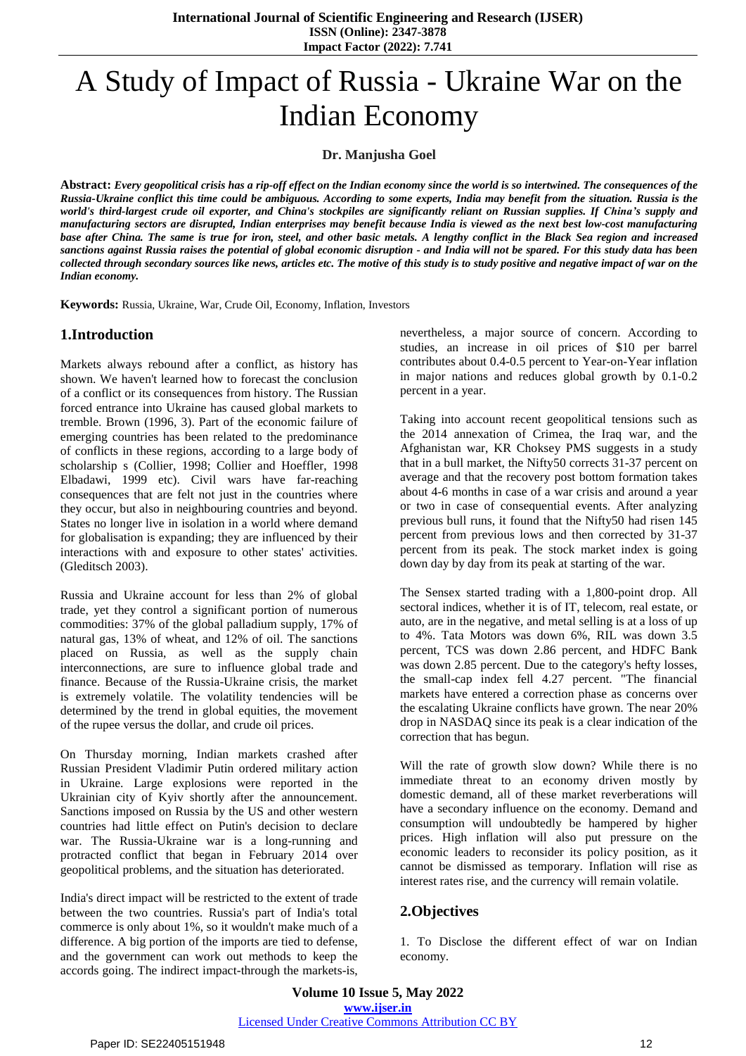# A Study of Impact of Russia - Ukraine War on the Indian Economy

**Dr. Manjusha Goel**

**Abstract:** ***Every geopolitical crisis has a rip-off effect on the Indian economy since the world is so intertwined. The consequences of the Russia-Ukraine conflict this time could be ambiguous. According to some experts, India may benefit from the situation. Russia is the world's third-largest crude oil exporter, and China's stockpiles are significantly reliant on Russian supplies. If China's supply and manufacturing sectors are disrupted, Indian enterprises may benefit because India is viewed as the next best low-cost manufacturing base after China. The same is true for iron, steel, and other basic metals. A lengthy conflict in the Black Sea region and increased sanctions against Russia raises the potential of global economic disruption - and India will not be spared. For this study data has been collected through secondary sources like news, articles etc. The motive of this study is to study positive and negative impact of war on the Indian economy.***

**Keywords:** Russia, Ukraine, War, Crude Oil, Economy, Inflation, Investors

## 1. Introduction

Markets always rebound after a conflict, as history has shown. We haven't learned how to forecast the conclusion of a conflict or its consequences from history. The Russian forced entrance into Ukraine has caused global markets to tremble. Brown (1996, 3). Part of the economic failure of emerging countries has been related to the predominance of conflicts in these regions, according to a large body of scholarship s (Collier, 1998; Collier and Hoeffler, 1998 Elbadawi, 1999 etc). Civil wars have far-reaching consequences that are felt not just in the countries where they occur, but also in neighbouring countries and beyond. States no longer live in isolation in a world where demand for globalisation is expanding; they are influenced by their interactions with and exposure to other states' activities. (Gleditsch 2003).

Russia and Ukraine account for less than 2% of global trade, yet they control a significant portion of numerous commodities: 37% of the global palladium supply, 17% of natural gas, 13% of wheat, and 12% of oil. The sanctions placed on Russia, as well as the supply chain interconnections, are sure to influence global trade and finance. Because of the Russia-Ukraine crisis, the market is extremely volatile. The volatility tendencies will be determined by the trend in global equities, the movement of the rupee versus the dollar, and crude oil prices.

On Thursday morning, Indian markets crashed after Russian President Vladimir Putin ordered military action in Ukraine. Large explosions were reported in the Ukrainian city of Kyiv shortly after the announcement. Sanctions imposed on Russia by the US and other western countries had little effect on Putin's decision to declare war. The Russia-Ukraine war is a long-running and protracted conflict that began in February 2014 over geopolitical problems, and the situation has deteriorated.

India's direct impact will be restricted to the extent of trade between the two countries. Russia's part of India's total commerce is only about 1%, so it wouldn't make much of a difference. A big portion of the imports are tied to defense, and the government can work out methods to keep the accords going. The indirect impact-through the markets-is, nevertheless, a major source of concern. According to studies, an increase in oil prices of \$10 per barrel contributes about 0.4-0.5 percent to Year-on-Year inflation in major nations and reduces global growth by 0.1-0.2 percent in a year.

Taking into account recent geopolitical tensions such as the 2014 annexation of Crimea, the Iraq war, and the Afghanistan war, KR Choksey PMS suggests in a study that in a bull market, the Nifty50 corrects 31-37 percent on average and that the recovery post bottom formation takes about 4-6 months in case of a war crisis and around a year or two in case of consequential events. After analyzing previous bull runs, it found that the Nifty50 had risen 145 percent from previous lows and then corrected by 31-37 percent from its peak. The stock market index is going down day by day from its peak at starting of the war.

The Sensex started trading with a 1,800-point drop. All sectoral indices, whether it is of IT, telecom, real estate, or auto, are in the negative, and metal selling is at a loss of up to 4%. Tata Motors was down 6%, RIL was down 3.5 percent, TCS was down 2.86 percent, and HDFC Bank was down 2.85 percent. Due to the category's hefty losses, the small-cap index fell 4.27 percent. "The financial markets have entered a correction phase as concerns over the escalating Ukraine conflicts have grown. The near 20% drop in NASDAQ since its peak is a clear indication of the correction that has begun.

Will the rate of growth slow down? While there is no immediate threat to an economy driven mostly by domestic demand, all of these market reverberations will have a secondary influence on the economy. Demand and consumption will undoubtedly be hampered by higher prices. High inflation will also put pressure on the economic leaders to reconsider its policy position, as it cannot be dismissed as temporary. Inflation will rise as interest rates rise, and the currency will remain volatile.

## 2. Objectives

1. To Disclose the different effect of war on Indian economy.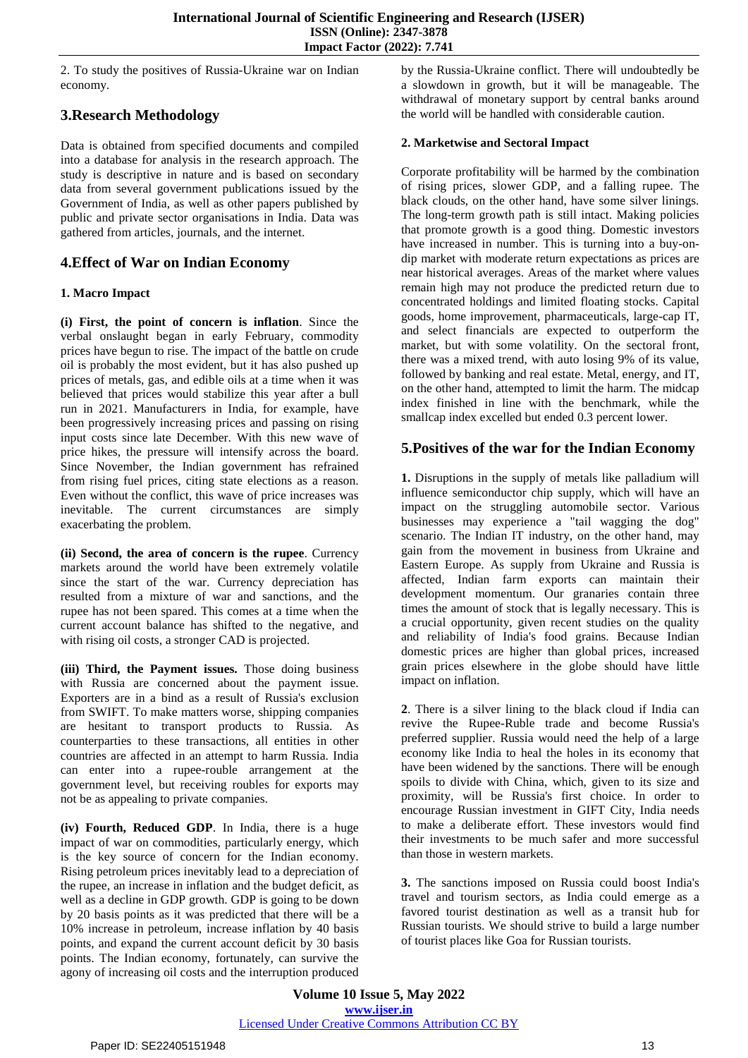2. To study the positives of Russia-Ukraine war on Indian economy.

## 3.Research Methodology

Data is obtained from specified documents and compiled into a database for analysis in the research approach. The study is descriptive in nature and is based on secondary data from several government publications issued by the Government of India, as well as other papers published by public and private sector organisations in India. Data was gathered from articles, journals, and the internet.

## 4.Effect of War on Indian Economy

### 1. Macro Impact

**(i) First, the point of concern is inflation**. Since the verbal onslaught began in early February, commodity prices have begun to rise. The impact of the battle on crude oil is probably the most evident, but it has also pushed up prices of metals, gas, and edible oils at a time when it was believed that prices would stabilize this year after a bull run in 2021. Manufacturers in India, for example, have been progressively increasing prices and passing on rising input costs since late December. With this new wave of price hikes, the pressure will intensify across the board. Since November, the Indian government has refrained from rising fuel prices, citing state elections as a reason. Even without the conflict, this wave of price increases was inevitable. The current circumstances are simply exacerbating the problem.

**(ii) Second, the area of concern is the rupee**. Currency markets around the world have been extremely volatile since the start of the war. Currency depreciation has resulted from a mixture of war and sanctions, and the rupee has not been spared. This comes at a time when the current account balance has shifted to the negative, and with rising oil costs, a stronger CAD is projected.

**(iii) Third, the Payment issues.** Those doing business with Russia are concerned about the payment issue. Exporters are in a bind as a result of Russia's exclusion from SWIFT. To make matters worse, shipping companies are hesitant to transport products to Russia. As counterparties to these transactions, all entities in other countries are affected in an attempt to harm Russia. India can enter into a rupee-rouble arrangement at the government level, but receiving roubles for exports may not be as appealing to private companies.

**(iv) Fourth, Reduced GDP**. In India, there is a huge impact of war on commodities, particularly energy, which is the key source of concern for the Indian economy. Rising petroleum prices inevitably lead to a depreciation of the rupee, an increase in inflation and the budget deficit, as well as a decline in GDP growth. GDP is going to be down by 20 basis points as it was predicted that there will be a 10% increase in petroleum, increase inflation by 40 basis points, and expand the current account deficit by 30 basis points. The Indian economy, fortunately, can survive the agony of increasing oil costs and the interruption produced by the Russia-Ukraine conflict. There will undoubtedly be a slowdown in growth, but it will be manageable. The withdrawal of monetary support by central banks around the world will be handled with considerable caution.

### 2. Marketwise and Sectoral Impact

Corporate profitability will be harmed by the combination of rising prices, slower GDP, and a falling rupee. The black clouds, on the other hand, have some silver linings. The long-term growth path is still intact. Making policies that promote growth is a good thing. Domestic investors have increased in number. This is turning into a buy-on-dip market with moderate return expectations as prices are near historical averages. Areas of the market where values remain high may not produce the predicted return due to concentrated holdings and limited floating stocks. Capital goods, home improvement, pharmaceuticals, large-cap IT, and select financials are expected to outperform the market, but with some volatility. On the sectoral front, there was a mixed trend, with auto losing 9% of its value, followed by banking and real estate. Metal, energy, and IT, on the other hand, attempted to limit the harm. The midcap index finished in line with the benchmark, while the smallcap index excelled but ended 0.3 percent lower.

## 5.Positives of the war for the Indian Economy

**1.** Disruptions in the supply of metals like palladium will influence semiconductor chip supply, which will have an impact on the struggling automobile sector. Various businesses may experience a "tail wagging the dog" scenario. The Indian IT industry, on the other hand, may gain from the movement in business from Ukraine and Eastern Europe. As supply from Ukraine and Russia is affected, Indian farm exports can maintain their development momentum. Our granaries contain three times the amount of stock that is legally necessary. This is a crucial opportunity, given recent studies on the quality and reliability of India's food grains. Because Indian domestic prices are higher than global prices, increased grain prices elsewhere in the globe should have little impact on inflation.

**2**. There is a silver lining to the black cloud if India can revive the Rupee-Ruble trade and become Russia's preferred supplier. Russia would need the help of a large economy like India to heal the holes in its economy that have been widened by the sanctions. There will be enough spoils to divide with China, which, given to its size and proximity, will be Russia's first choice. In order to encourage Russian investment in GIFT City, India needs to make a deliberate effort. These investors would find their investments to be much safer and more successful than those in western markets.

**3.** The sanctions imposed on Russia could boost India's travel and tourism sectors, as India could emerge as a favored tourist destination as well as a transit hub for Russian tourists. We should strive to build a large number of tourist places like Goa for Russian tourists.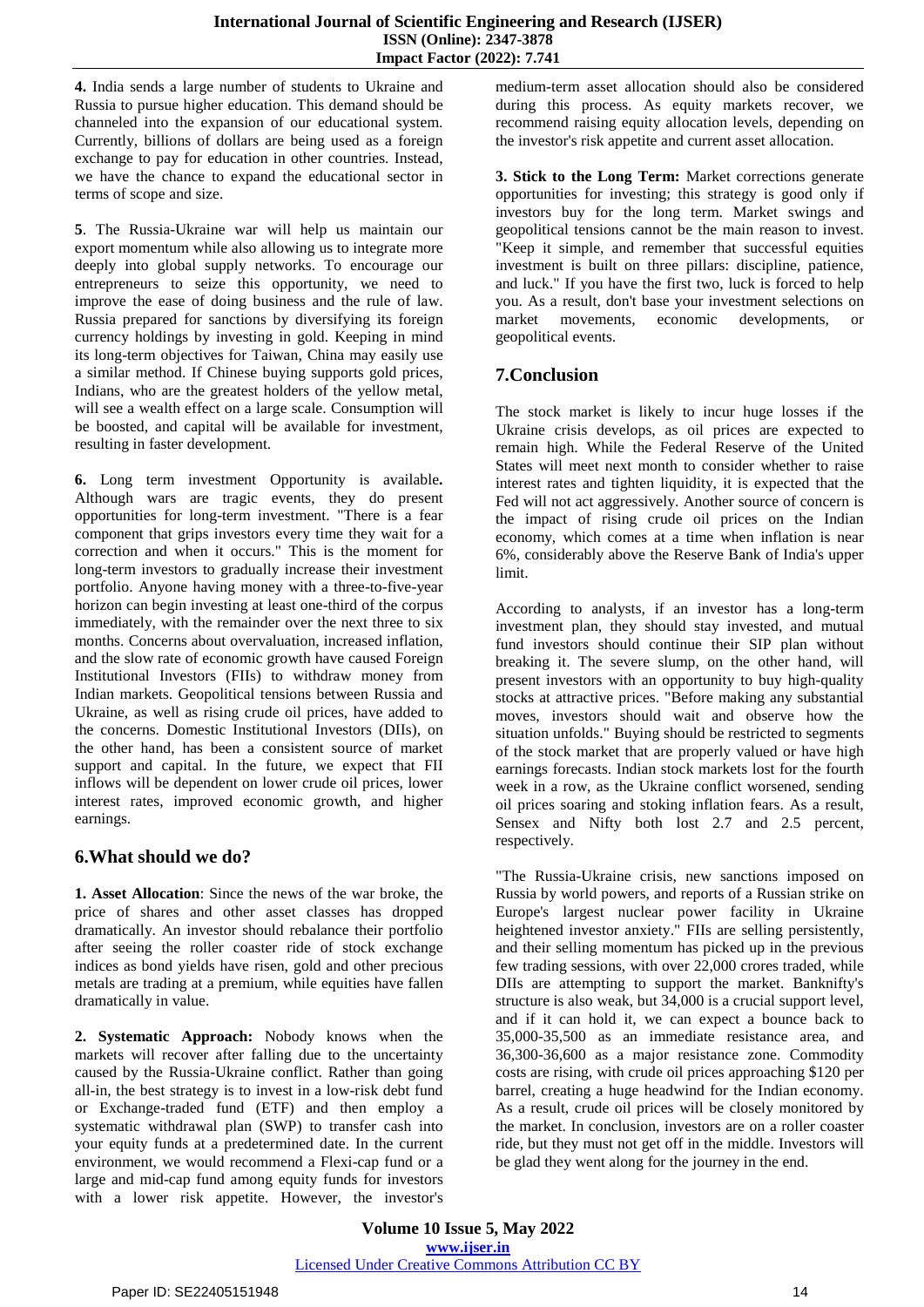**4.** India sends a large number of students to Ukraine and Russia to pursue higher education. This demand should be channeled into the expansion of our educational system. Currently, billions of dollars are being used as a foreign exchange to pay for education in other countries. Instead, we have the chance to expand the educational sector in terms of scope and size.

**5**. The Russia-Ukraine war will help us maintain our export momentum while also allowing us to integrate more deeply into global supply networks. To encourage our entrepreneurs to seize this opportunity, we need to improve the ease of doing business and the rule of law. Russia prepared for sanctions by diversifying its foreign currency holdings by investing in gold. Keeping in mind its long-term objectives for Taiwan, China may easily use a similar method. If Chinese buying supports gold prices, Indians, who are the greatest holders of the yellow metal, will see a wealth effect on a large scale. Consumption will be boosted, and capital will be available for investment, resulting in faster development.

**6.** Long term investment Opportunity is available**.** Although wars are tragic events, they do present opportunities for long-term investment. "There is a fear component that grips investors every time they wait for a correction and when it occurs." This is the moment for long-term investors to gradually increase their investment portfolio. Anyone having money with a three-to-five-year horizon can begin investing at least one-third of the corpus immediately, with the remainder over the next three to six months. Concerns about overvaluation, increased inflation, and the slow rate of economic growth have caused Foreign Institutional Investors (FIIs) to withdraw money from Indian markets. Geopolitical tensions between Russia and Ukraine, as well as rising crude oil prices, have added to the concerns. Domestic Institutional Investors (DIIs), on the other hand, has been a consistent source of market support and capital. In the future, we expect that FII inflows will be dependent on lower crude oil prices, lower interest rates, improved economic growth, and higher earnings.

## 6.What should we do?

**1. Asset Allocation**: Since the news of the war broke, the price of shares and other asset classes has dropped dramatically. An investor should rebalance their portfolio after seeing the roller coaster ride of stock exchange indices as bond yields have risen, gold and other precious metals are trading at a premium, while equities have fallen dramatically in value.

**2. Systematic Approach:** Nobody knows when the markets will recover after falling due to the uncertainty caused by the Russia-Ukraine conflict. Rather than going all-in, the best strategy is to invest in a low-risk debt fund or Exchange-traded fund (ETF) and then employ a systematic withdrawal plan (SWP) to transfer cash into your equity funds at a predetermined date. In the current environment, we would recommend a Flexi-cap fund or a large and mid-cap fund among equity funds for investors with a lower risk appetite. However, the investor's medium-term asset allocation should also be considered during this process. As equity markets recover, we recommend raising equity allocation levels, depending on the investor's risk appetite and current asset allocation.

**3. Stick to the Long Term:** Market corrections generate opportunities for investing; this strategy is good only if investors buy for the long term. Market swings and geopolitical tensions cannot be the main reason to invest. "Keep it simple, and remember that successful equities investment is built on three pillars: discipline, patience, and luck." If you have the first two, luck is forced to help you. As a result, don't base your investment selections on market movements, economic developments, or geopolitical events.

## 7.Conclusion

The stock market is likely to incur huge losses if the Ukraine crisis develops, as oil prices are expected to remain high. While the Federal Reserve of the United States will meet next month to consider whether to raise interest rates and tighten liquidity, it is expected that the Fed will not act aggressively. Another source of concern is the impact of rising crude oil prices on the Indian economy, which comes at a time when inflation is near 6%, considerably above the Reserve Bank of India's upper limit.

According to analysts, if an investor has a long-term investment plan, they should stay invested, and mutual fund investors should continue their SIP plan without breaking it. The severe slump, on the other hand, will present investors with an opportunity to buy high-quality stocks at attractive prices. "Before making any substantial moves, investors should wait and observe how the situation unfolds." Buying should be restricted to segments of the stock market that are properly valued or have high earnings forecasts. Indian stock markets lost for the fourth week in a row, as the Ukraine conflict worsened, sending oil prices soaring and stoking inflation fears. As a result, Sensex and Nifty both lost 2.7 and 2.5 percent, respectively.

"The Russia-Ukraine crisis, new sanctions imposed on Russia by world powers, and reports of a Russian strike on Europe's largest nuclear power facility in Ukraine heightened investor anxiety." FIIs are selling persistently, and their selling momentum has picked up in the previous few trading sessions, with over 22,000 crores traded, while DIIs are attempting to support the market. Banknifty's structure is also weak, but 34,000 is a crucial support level, and if it can hold it, we can expect a bounce back to 35,000-35,500 as an immediate resistance area, and 36,300-36,600 as a major resistance zone. Commodity costs are rising, with crude oil prices approaching $120 per barrel, creating a huge headwind for the Indian economy. As a result, crude oil prices will be closely monitored by the market. In conclusion, investors are on a roller coaster ride, but they must not get off in the middle. Investors will be glad they went along for the journey in the end.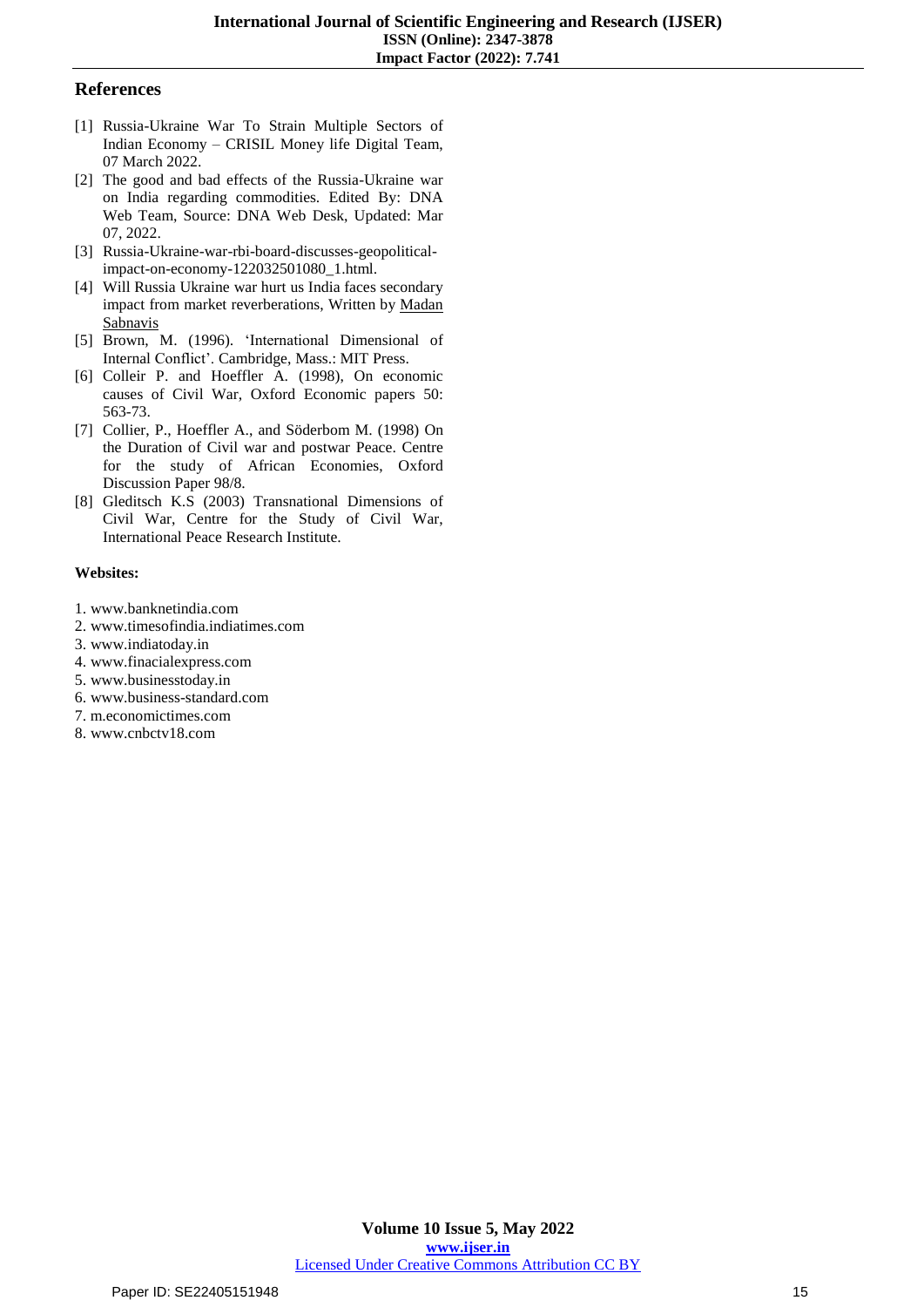## References

[1] Russia-Ukraine War To Strain Multiple Sectors of Indian Economy – CRISIL Money life Digital Team, 07 March 2022.

[2] The good and bad effects of the Russia-Ukraine war on India regarding commodities. Edited By: DNA Web Team, Source: DNA Web Desk, Updated: Mar 07, 2022.

[3] Russia-Ukraine-war-rbi-board-discusses-geopolitical-impact-on-economy-122032501080_1.html.

[4] Will Russia Ukraine war hurt us India faces secondary impact from market reverberations, Written by Madan Sabnavis

[5] Brown, M. (1996). 'International Dimensional of Internal Conflict'. Cambridge, Mass.: MIT Press.

[6] Colleir P. and Hoeffler A. (1998), On economic causes of Civil War, Oxford Economic papers 50: 563-73.

[7] Collier, P., Hoeffler A., and Söderbom M. (1998) On the Duration of Civil war and postwar Peace. Centre for the study of African Economies, Oxford Discussion Paper 98/8.

[8] Gleditsch K.S (2003) Transnational Dimensions of Civil War, Centre for the Study of Civil War, International Peace Research Institute.

**Websites:**

1. www.banknetindia.com
2. www.timesofindia.indiatimes.com
3. www.indiatoday.in
4. www.finacialexpress.com
5. www.businesstoday.in
6. www.business-standard.com
7. m.economictimes.com
8. www.cnbctv18.com